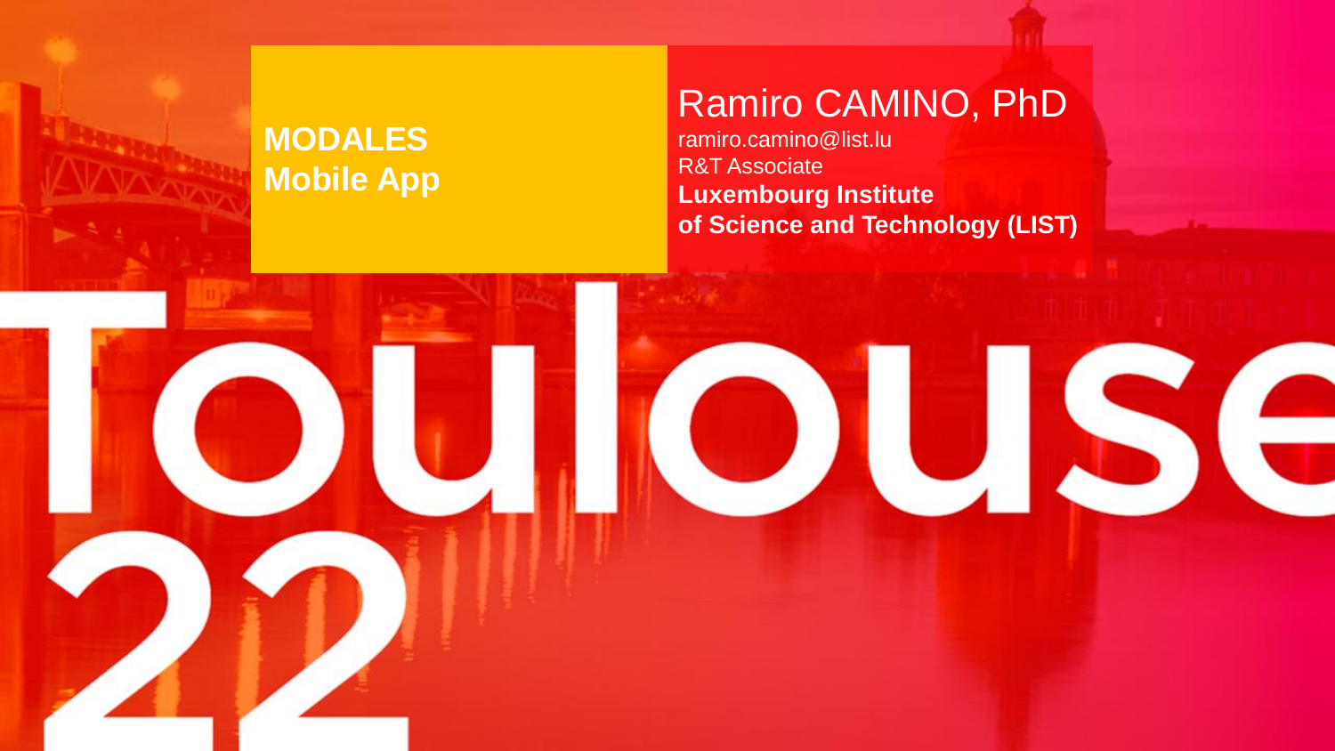# MODALES Mobile App

**Ramiro CAMINO, PhD**

ramiro.camino@list.lu

R&T Associate

**Luxembourg Institute of Science and Technology (LIST)**

Toulouse 22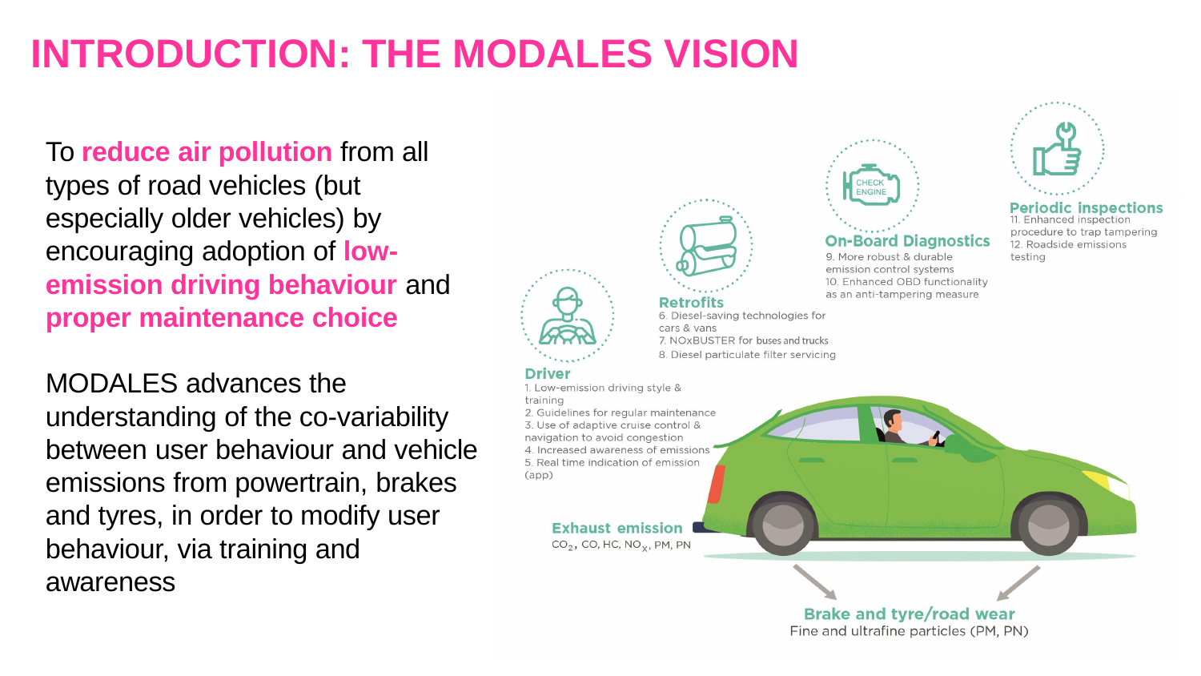# INTRODUCTION: THE MODALES VISION

To **reduce air pollution** from all types of road vehicles (but especially older vehicles) by encouraging adoption of **low-emission driving behaviour** and **proper maintenance choice**

MODALES advances the understanding of the co-variability between user behaviour and vehicle emissions from powertrain, brakes and tyres, in order to modify user behaviour, via training and awareness

**Driver**

1. Low-emission driving style & training
2. Guidelines for regular maintenance
3. Use of adaptive cruise control & navigation to avoid congestion
4. Increased awareness of emissions
5. Real time indication of emission (app)

**Retrofits**

6. Diesel-saving technologies for cars & vans
7. NOxBUSTER for buses and trucks
8. Diesel particulate filter servicing

**On-Board Diagnostics**

9. More robust & durable emission control systems
10. Enhanced OBD functionality as an anti-tampering measure

**Periodic inspections**

11. Enhanced inspection procedure to trap tampering
12. Roadside emissions testing

**Exhaust emission**

$CO_2$, CO, HC, $NO_X$, PM, PN

**Brake and tyre/road wear**

Fine and ultrafine particles (PM, PN)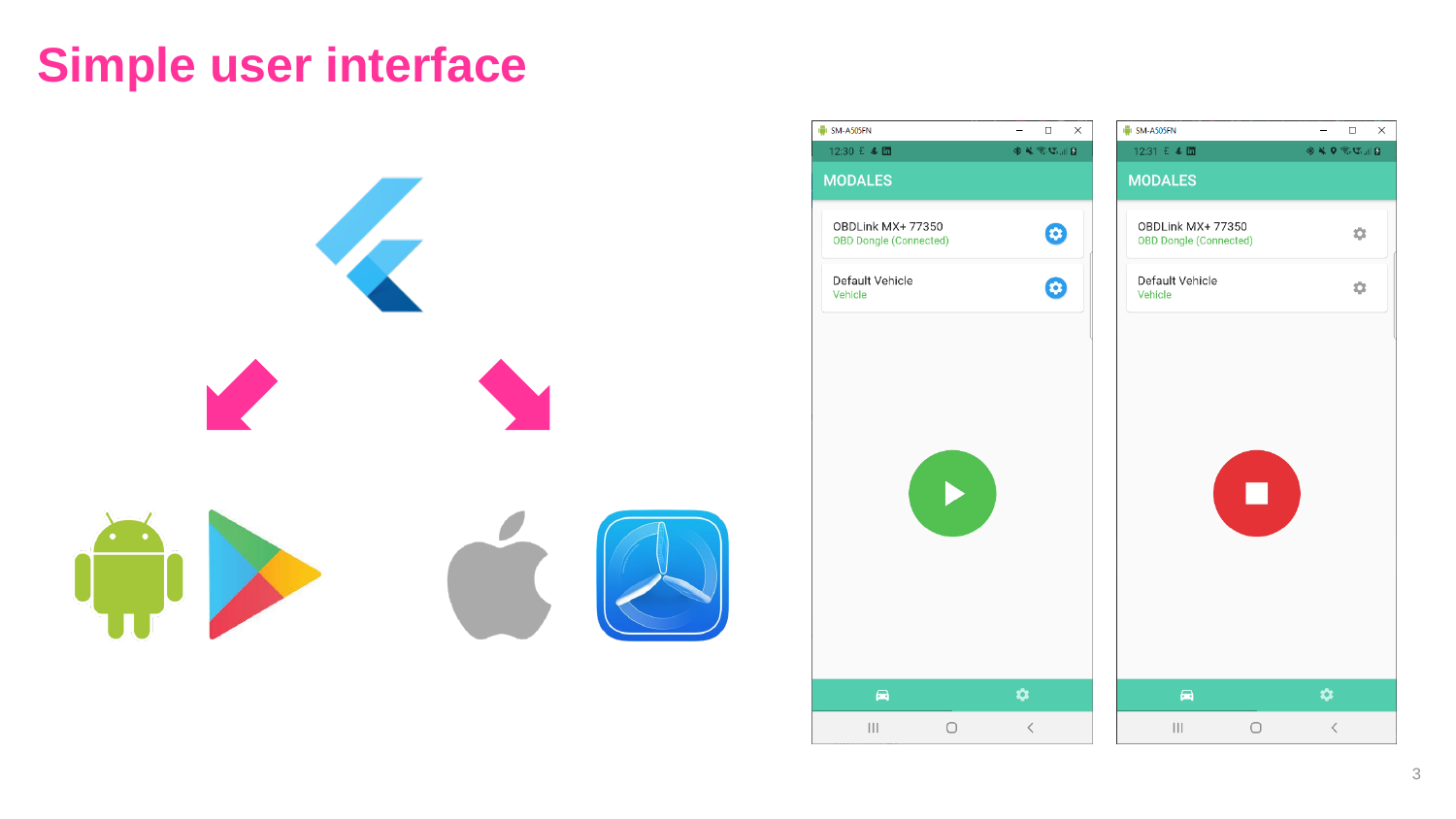# Simple user interface

MODALES

OBDLink MX+ 77350
OBD Dongle (Connected)

Default Vehicle
Vehicle

MODALES

OBDLink MX+ 77350
OBD Dongle (Connected)

Default Vehicle
Vehicle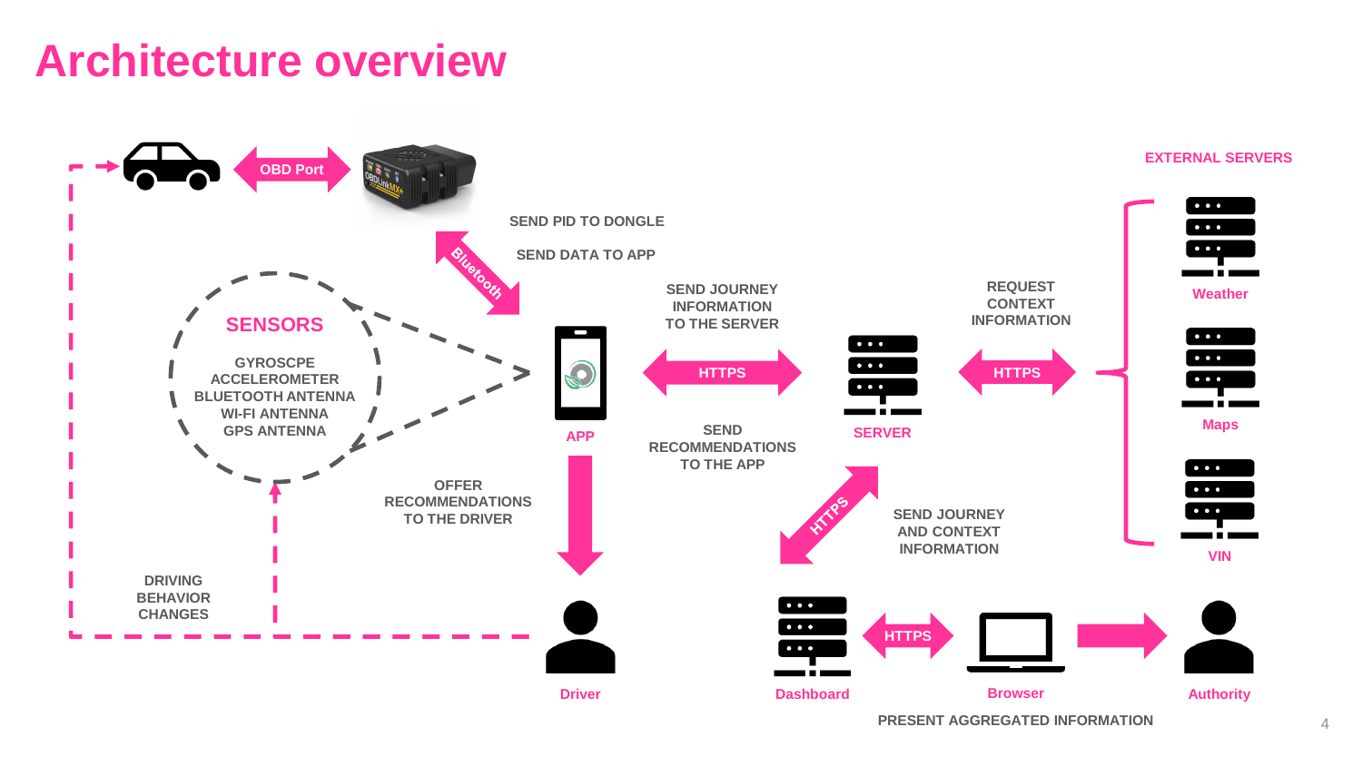# Architecture overview

OBD Port

SEND PID TO DONGLE

SEND DATA TO APP

Bluetooth

SENSORS

GYROSCPE
ACCELEROMETER
BLUETOOTH ANTENNA
WI-FI ANTENNA
GPS ANTENNA

APP

SEND JOURNEY INFORMATION TO THE SERVER

HTTPS

SEND RECOMMENDATIONS TO THE APP

SERVER

REQUEST CONTEXT INFORMATION

HTTPS

EXTERNAL SERVERS

Weather

Maps

VIN

OFFER RECOMMENDATIONS TO THE DRIVER

DRIVING BEHAVIOR CHANGES

Driver

HTTPS

SEND JOURNEY AND CONTEXT INFORMATION

Dashboard

HTTPS

Browser

Authority

PRESENT AGGREGATED INFORMATION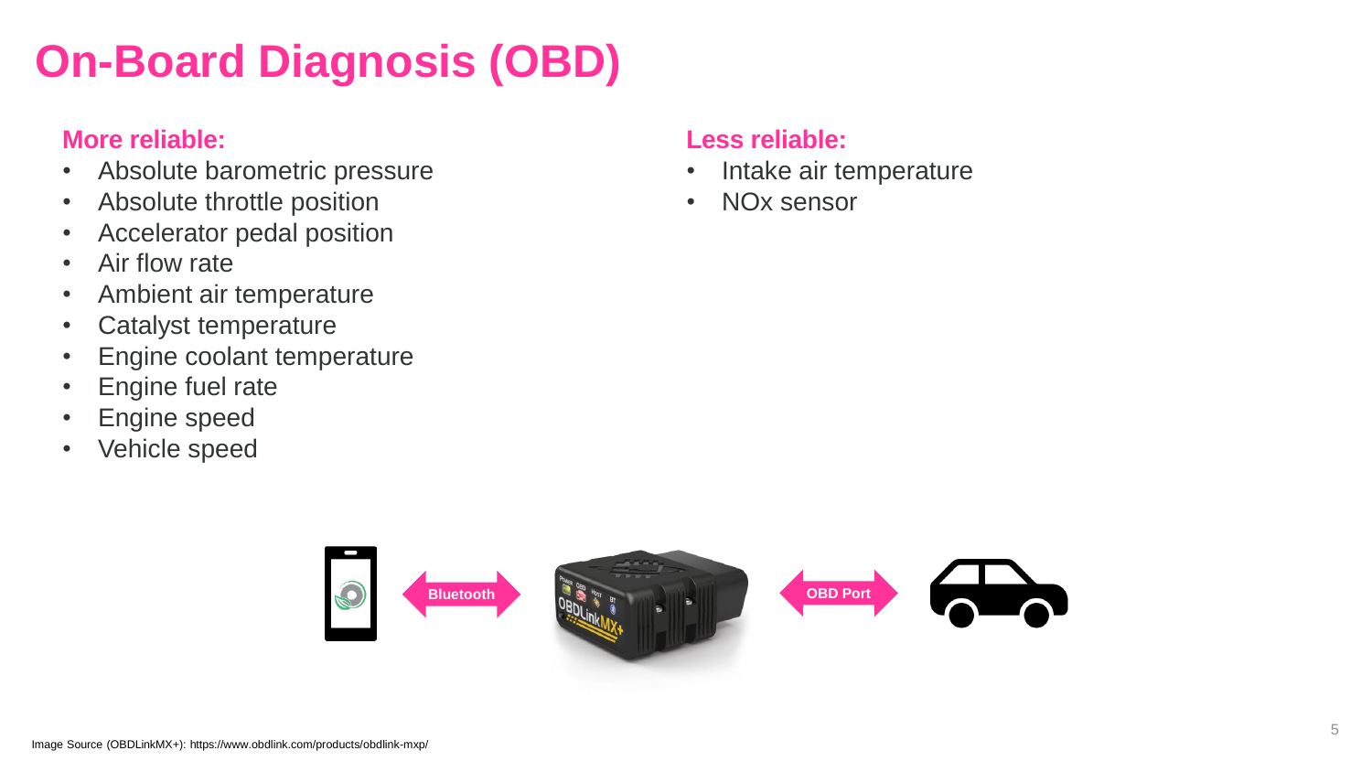# On-Board Diagnosis (OBD)

**More reliable:**

- Absolute barometric pressure
- Absolute throttle position
- Accelerator pedal position
- Air flow rate
- Ambient air temperature
- Catalyst temperature
- Engine coolant temperature
- Engine fuel rate
- Engine speed
- Vehicle speed

**Less reliable:**

- Intake air temperature
- NOx sensor

Bluetooth

OBD Port

Image Source (OBDLinkMX+): https://www.obdlink.com/products/obdlink-mxp/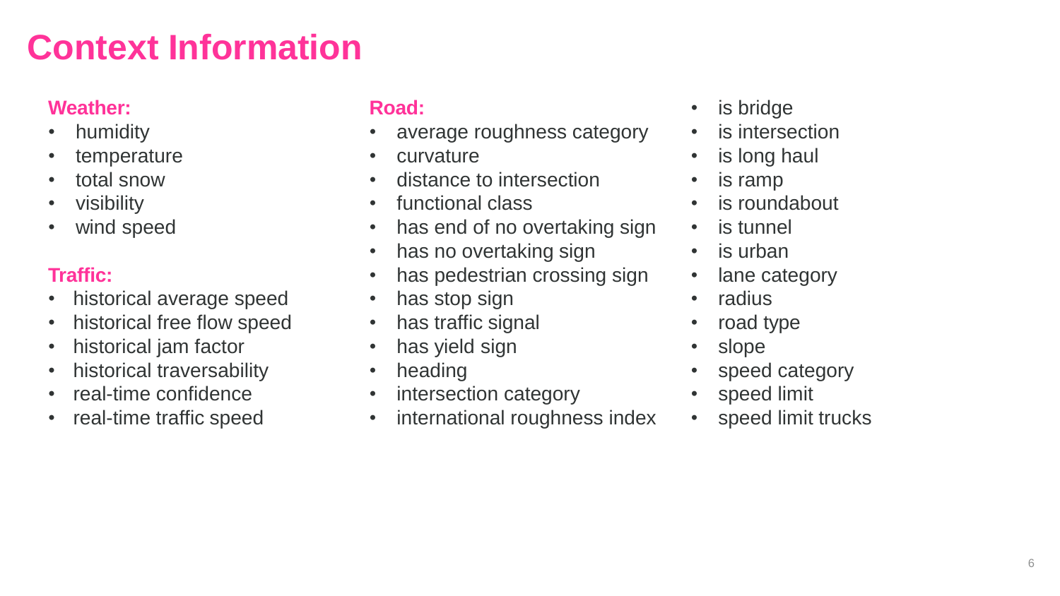# Context Information

**Weather:**

- humidity
- temperature
- total snow
- visibility
- wind speed

**Traffic:**

- historical average speed
- historical free flow speed
- historical jam factor
- historical traversability
- real-time confidence
- real-time traffic speed

**Road:**

- average roughness category
- curvature
- distance to intersection
- functional class
- has end of no overtaking sign
- has no overtaking sign
- has pedestrian crossing sign
- has stop sign
- has traffic signal
- has yield sign
- heading
- intersection category
- international roughness index
- is bridge
- is intersection
- is long haul
- is ramp
- is roundabout
- is tunnel
- is urban
- lane category
- radius
- road type
- slope
- speed category
- speed limit
- speed limit trucks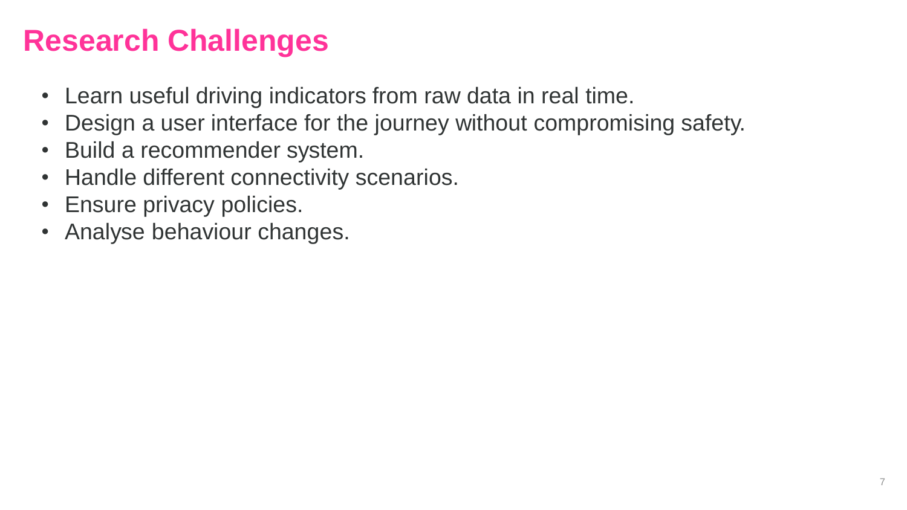# Research Challenges

- Learn useful driving indicators from raw data in real time.
- Design a user interface for the journey without compromising safety.
- Build a recommender system.
- Handle different connectivity scenarios.
- Ensure privacy policies.
- Analyse behaviour changes.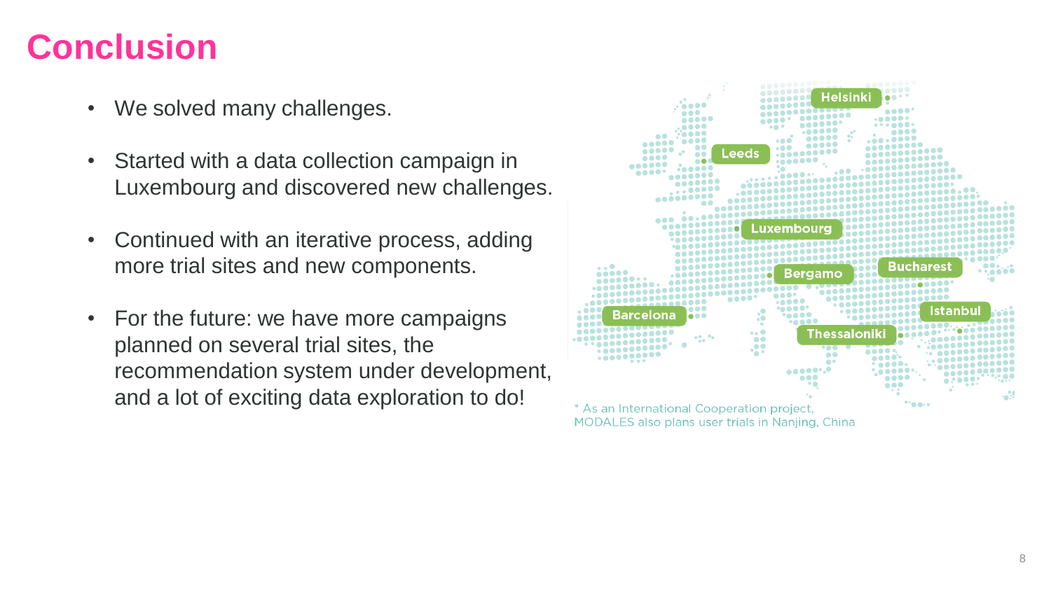# Conclusion

- We solved many challenges.
- Started with a data collection campaign in Luxembourg and discovered new challenges.
- Continued with an iterative process, adding more trial sites and new components.
- For the future: we have more campaigns planned on several trial sites, the recommendation system under development, and a lot of exciting data exploration to do!

Helsinki, Leeds, Luxembourg, Bergamo, Bucharest, Barcelona, Istanbul, Thessaloniki

* As an International Cooperation project, MODALES also plans user trials in Nanjing, China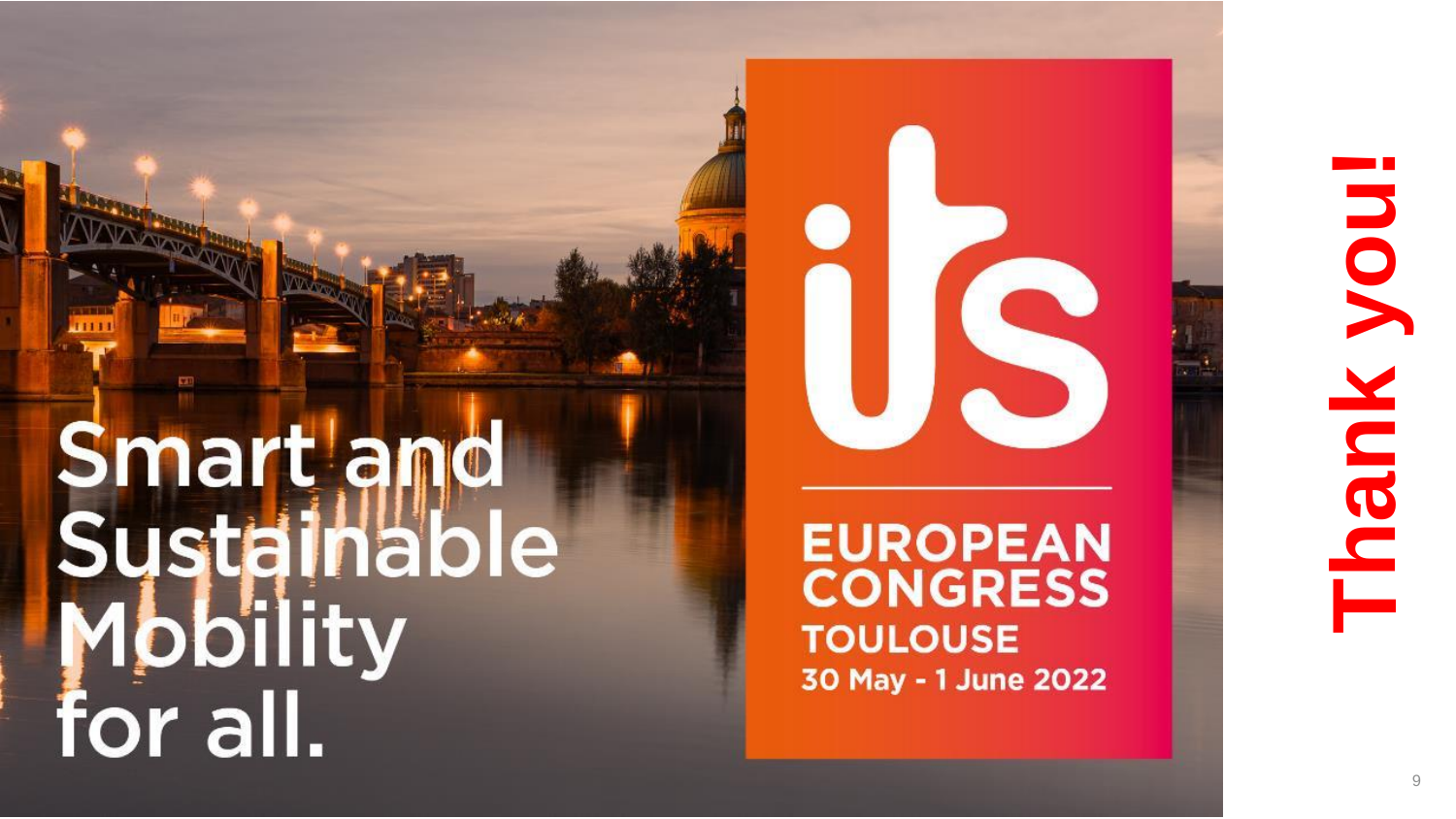Smart and Sustainable Mobility for all.

its

EUROPEAN CONGRESS

TOULOUSE

30 May - 1 June 2022

# Thank you!